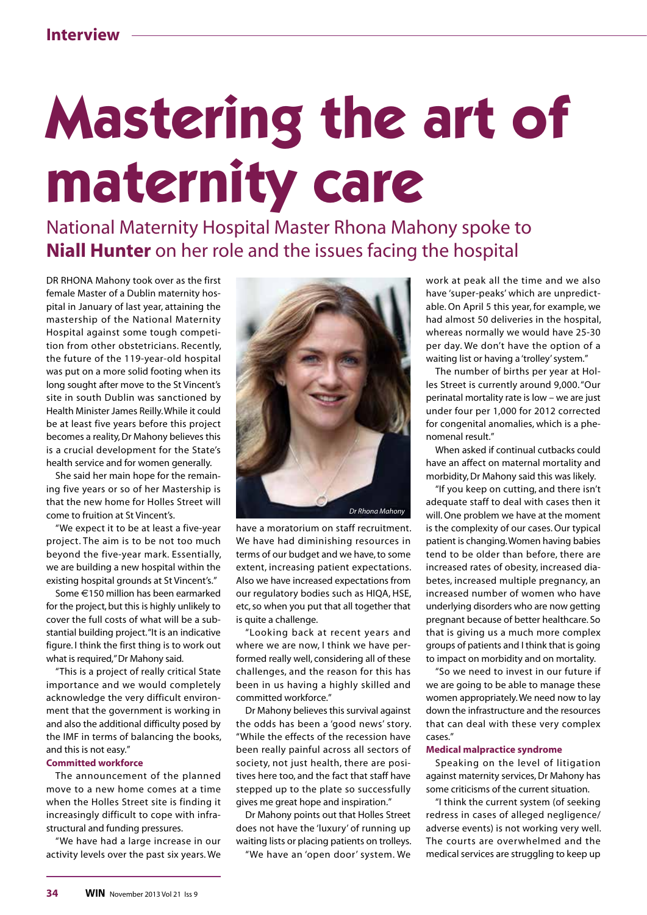# Mastering the art of maternity care

National Maternity Hospital Master Rhona Mahony spoke to **Niall Hunter** on her role and the issues facing the hospital

DR RHONA Mahony took over as the first female Master of a Dublin maternity hospital in January of last year, attaining the mastership of the National Maternity Hospital against some tough competition from other obstetricians. Recently, the future of the 119-year-old hospital was put on a more solid footing when its long sought after move to the St Vincent's site in south Dublin was sanctioned by Health Minister James Reilly. While it could be at least five years before this project becomes a reality, Dr Mahony believes this is a crucial development for the State's health service and for women generally.

She said her main hope for the remaining five years or so of her Mastership is that the new home for Holles Street will come to fruition at St Vincent's.

"We expect it to be at least a five-year project. The aim is to be not too much beyond the five-year mark. Essentially, we are building a new hospital within the existing hospital grounds at St Vincent's."

Some €150 million has been earmarked for the project, but this is highly unlikely to cover the full costs of what will be a substantial building project. "It is an indicative figure. I think the first thing is to work out what is required," Dr Mahony said.

"This is a project of really critical State importance and we would completely acknowledge the very difficult environment that the government is working in and also the additional difficulty posed by the IMF in terms of balancing the books, and this is not easy."

### Committed workforce

The announcement of the planned move to a new home comes at a time when the Holles Street site is finding it increasingly difficult to cope with infrastructural and funding pressures.

"We have had a large increase in our activity levels over the past six years. We have a moratorium on staff recruitment. We have had diminishing resources in terms of our budget and we have, to some extent, increasing patient expectations. Also we have increased expectations from our regulatory bodies such as HIQA, HSE, etc, so when you put that all together that is quite a challenge.

"Looking back at recent years and where we are now, I think we have performed really well, considering all of these challenges, and the reason for this has been in us having a highly skilled and committed workforce."

Dr Mahony believes this survival against the odds has been a 'good news' story. "While the effects of the recession have been really painful across all sectors of society, not just health, there are positives here too, and the fact that staff have stepped up to the plate so successfully gives me great hope and inspiration."

Dr Mahony points out that Holles Street does not have the 'luxury' of running up waiting lists or placing patients on trolleys.

"We have an 'open door' system. We work at peak all the time and we also have 'super-peaks' which are unpredictable. On April 5 this year, for example, we had almost 50 deliveries in the hospital, whereas normally we would have 25-30 per day. We don't have the option of a waiting list or having a 'trolley' system."

The number of births per year at Holles Street is currently around 9,000. "Our perinatal mortality rate is low – we are just under four per 1,000 for 2012 corrected for congenital anomalies, which is a phenomenal result."

When asked if continual cutbacks could have an affect on maternal mortality and morbidity, Dr Mahony said this was likely.

"If you keep on cutting, and there isn't adequate staff to deal with cases then it will. One problem we have at the moment is the complexity of our cases. Our typical patient is changing. Women having babies tend to be older than before, there are increased rates of obesity, increased diabetes, increased multiple pregnancy, an increased number of women who have underlying disorders who are now getting pregnant because of better healthcare. So that is giving us a much more complex groups of patients and I think that is going to impact on morbidity and on mortality.

"So we need to invest in our future if we are going to be able to manage these women appropriately. We need now to lay down the infrastructure and the resources that can deal with these very complex cases."

### Medical malpractice syndrome

Speaking on the level of litigation against maternity services, Dr Mahony has some criticisms of the current situation.

"I think the current system (of seeking redress in cases of alleged negligence/adverse events) is not working very well. The courts are overwhelmed and the medical services are struggling to keep up

*Dr Rhona Mahony*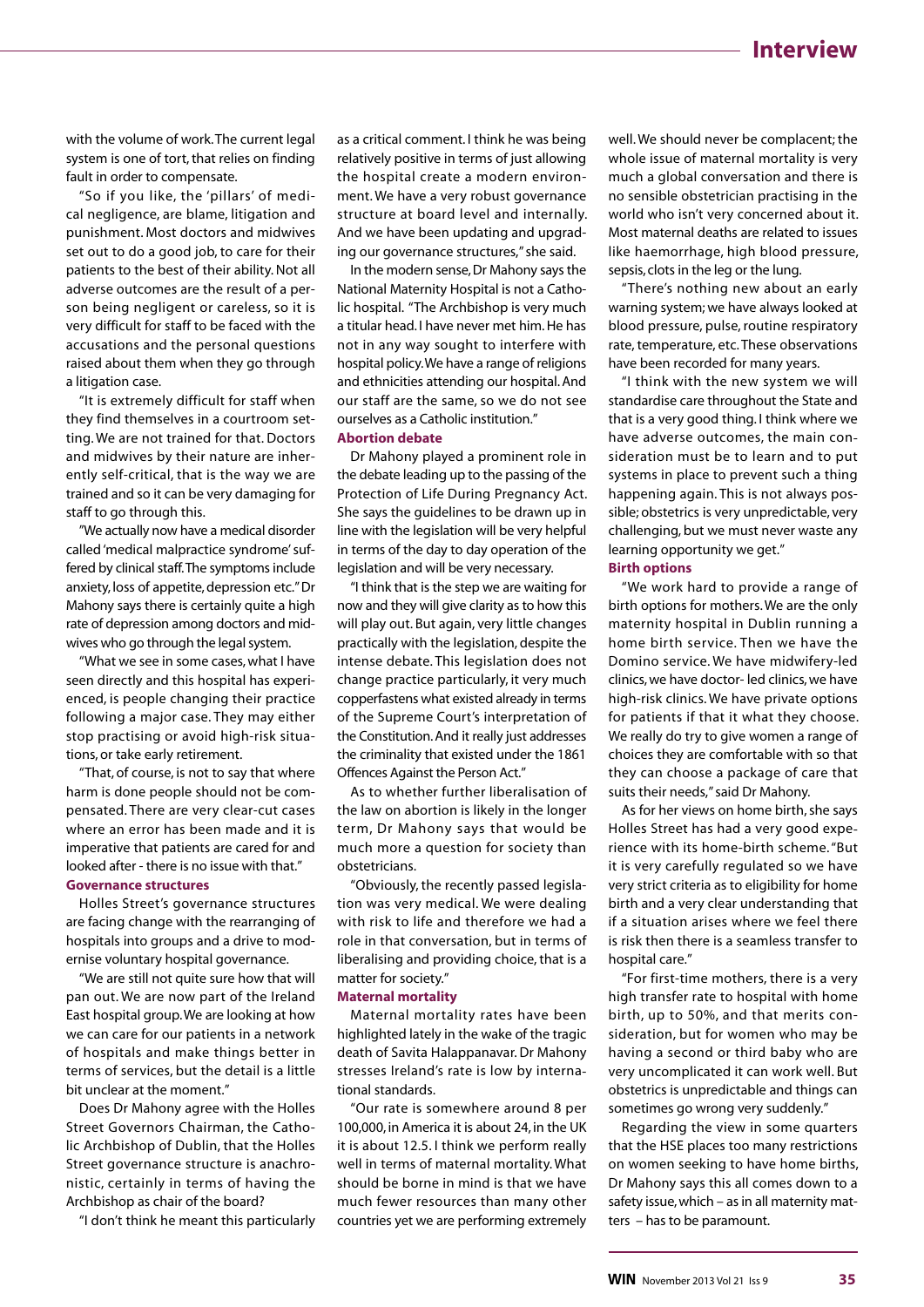with the volume of work. The current legal system is one of tort, that relies on finding fault in order to compensate.

"So if you like, the 'pillars' of medical negligence, are blame, litigation and punishment. Most doctors and midwives set out to do a good job, to care for their patients to the best of their ability. Not all adverse outcomes are the result of a person being negligent or careless, so it is very difficult for staff to be faced with the accusations and the personal questions raised about them when they go through a litigation case.

"It is extremely difficult for staff when they find themselves in a courtroom setting. We are not trained for that. Doctors and midwives by their nature are inherently self-critical, that is the way we are trained and so it can be very damaging for staff to go through this.

"We actually now have a medical disorder called 'medical malpractice syndrome' suffered by clinical staff. The symptoms include anxiety, loss of appetite, depression etc." Dr Mahony says there is certainly quite a high rate of depression among doctors and midwives who go through the legal system.

"What we see in some cases, what I have seen directly and this hospital has experienced, is people changing their practice following a major case. They may either stop practising or avoid high-risk situations, or take early retirement.

"That, of course, is not to say that where harm is done people should not be compensated. There are very clear-cut cases where an error has been made and it is imperative that patients are cared for and looked after - there is no issue with that."

### Governance structures

Holles Street's governance structures are facing change with the rearranging of hospitals into groups and a drive to modernise voluntary hospital governance.

"We are still not quite sure how that will pan out. We are now part of the Ireland East hospital group. We are looking at how we can care for our patients in a network of hospitals and make things better in terms of services, but the detail is a little bit unclear at the moment."

Does Dr Mahony agree with the Holles Street Governors Chairman, the Catholic Archbishop of Dublin, that the Holles Street governance structure is anachronistic, certainly in terms of having the Archbishop as chair of the board?

"I don't think he meant this particularly as a critical comment. I think he was being relatively positive in terms of just allowing the hospital create a modern environment. We have a very robust governance structure at board level and internally. And we have been updating and upgrading our governance structures," she said.

In the modern sense, Dr Mahony says the National Maternity Hospital is not a Catholic hospital. "The Archbishop is very much a titular head. I have never met him. He has not in any way sought to interfere with hospital policy. We have a range of religions and ethnicities attending our hospital. And our staff are the same, so we do not see ourselves as a Catholic institution."

### Abortion debate

Dr Mahony played a prominent role in the debate leading up to the passing of the Protection of Life During Pregnancy Act. She says the guidelines to be drawn up in line with the legislation will be very helpful in terms of the day to day operation of the legislation and will be very necessary.

"I think that is the step we are waiting for now and they will give clarity as to how this will play out. But again, very little changes practically with the legislation, despite the intense debate. This legislation does not change practice particularly, it very much copperfastens what existed already in terms of the Supreme Court's interpretation of the Constitution. And it really just addresses the criminality that existed under the 1861 Offences Against the Person Act."

As to whether further liberalisation of the law on abortion is likely in the longer term, Dr Mahony says that would be much more a question for society than obstetricians.

"Obviously, the recently passed legislation was very medical. We were dealing with risk to life and therefore we had a role in that conversation, but in terms of liberalising and providing choice, that is a matter for society."

### Maternal mortality

Maternal mortality rates have been highlighted lately in the wake of the tragic death of Savita Halappanavar. Dr Mahony stresses Ireland's rate is low by international standards.

"Our rate is somewhere around 8 per 100,000, in America it is about 24, in the UK it is about 12.5. I think we perform really well in terms of maternal mortality. What should be borne in mind is that we have much fewer resources than many other countries yet we are performing extremely well. We should never be complacent; the whole issue of maternal mortality is very much a global conversation and there is no sensible obstetrician practising in the world who isn't very concerned about it. Most maternal deaths are related to issues like haemorrhage, high blood pressure, sepsis, clots in the leg or the lung.

"There's nothing new about an early warning system; we have always looked at blood pressure, pulse, routine respiratory rate, temperature, etc. These observations have been recorded for many years.

"I think with the new system we will standardise care throughout the State and that is a very good thing. I think where we have adverse outcomes, the main consideration must be to learn and to put systems in place to prevent such a thing happening again. This is not always possible; obstetrics is very unpredictable, very challenging, but we must never waste any learning opportunity we get."

### Birth options

"We work hard to provide a range of birth options for mothers. We are the only maternity hospital in Dublin running a home birth service. Then we have the Domino service. We have midwifery-led clinics, we have doctor- led clinics, we have high-risk clinics. We have private options for patients if that it what they choose. We really do try to give women a range of choices they are comfortable with so that they can choose a package of care that suits their needs," said Dr Mahony.

As for her views on home birth, she says Holles Street has had a very good experience with its home-birth scheme. "But it is very carefully regulated so we have very strict criteria as to eligibility for home birth and a very clear understanding that if a situation arises where we feel there is risk then there is a seamless transfer to hospital care."

"For first-time mothers, there is a very high transfer rate to hospital with home birth, up to 50%, and that merits consideration, but for women who may be having a second or third baby who are very uncomplicated it can work well. But obstetrics is unpredictable and things can sometimes go wrong very suddenly."

Regarding the view in some quarters that the HSE places too many restrictions on women seeking to have home births, Dr Mahony says this all comes down to a safety issue, which – as in all maternity matters – has to be paramount.